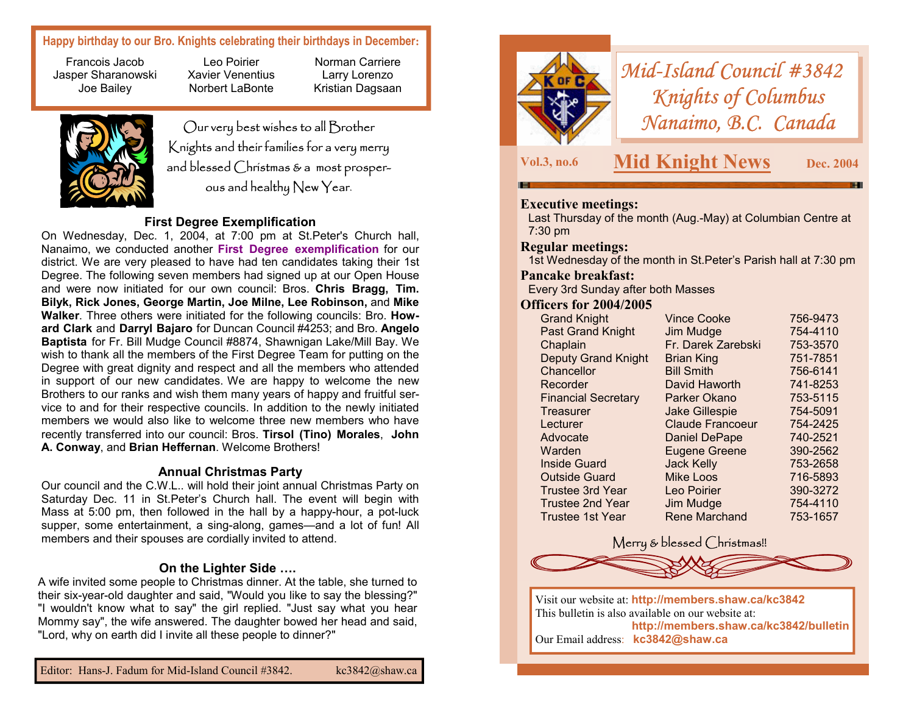# Mid-Island Council #3842
# Knights of Columbus
# Nanaimo, B.C. Canada

**Vol.3, no.6** — **Mid Knight News** — **Dec. 2004**

### Executive meetings:
Last Thursday of the month (Aug.-May) at Columbian Centre at 7:30 pm

### Regular meetings:
1st Wednesday of the month in St.Peter's Parish hall at 7:30 pm

### Pancake breakfast:
Every 3rd Sunday after both Masses

### Officers for 2004/2005

| Office | Name | Phone |
|---|---|---|
| Grand Knight | Vince Cooke | 756-9473 |
| Past Grand Knight | Jim Mudge | 754-4110 |
| Chaplain | Fr. Darek Zarebski | 753-3570 |
| Deputy Grand Knight | Brian King | 751-7851 |
| Chancellor | Bill Smith | 756-6141 |
| Recorder | David Haworth | 741-8253 |
| Financial Secretary | Parker Okano | 753-5115 |
| Treasurer | Jake Gillespie | 754-5091 |
| Lecturer | Claude Francoeur | 754-2425 |
| Advocate | Daniel DePape | 740-2521 |
| Warden | Eugene Greene | 390-2562 |
| Inside Guard | Jack Kelly | 753-2658 |
| Outside Guard | Mike Loos | 716-5893 |
| Trustee 3rd Year | Leo Poirier | 390-3272 |
| Trustee 2nd Year | Jim Mudge | 754-4110 |
| Trustee 1st Year | Rene Marchand | 753-1657 |

Merry & blessed Christmas!!

Visit our website at: **http://members.shaw.ca/kc3842**
This bulletin is also available on our website at: **http://members.shaw.ca/kc3842/bulletin**
Our Email address: **kc3842@shaw.ca**

---

**Happy birthday to our Bro. Knights celebrating their birthdays in December:**

| | | |
|---|---|---|
| Francois Jacob | Leo Poirier | Norman Carriere |
| Jasper Sharanowski | Xavier Venentius | Larry Lorenzo |
| Joe Bailey | Norbert LaBonte | Kristian Dagsaan |

Our very best wishes to all Brother Knights and their families for a very merry and blessed Christmas & a most prosperous and healthy New Year.

### First Degree Exemplification

On Wednesday, Dec. 1, 2004, at 7:00 pm at St.Peter's Church hall, Nanaimo, we conducted another **First Degree exemplification** for our district. We are very pleased to have had ten candidates taking their 1st Degree. The following seven members had signed up at our Open House and were now initiated for our own council: Bros. **Chris Bragg, Tim. Bilyk, Rick Jones, George Martin, Joe Milne, Lee Robinson,** and **Mike Walker**. Three others were initiated for the following councils: Bro. **Howard Clark** and **Darryl Bajaro** for Duncan Council #4253; and Bro. **Angelo Baptista** for Fr. Bill Mudge Council #8874, Shawnigan Lake/Mill Bay. We wish to thank all the members of the First Degree Team for putting on the Degree with great dignity and respect and all the members who attended in support of our new candidates. We are happy to welcome the new Brothers to our ranks and wish them many years of happy and fruitful service to and for their respective councils. In addition to the newly initiated members we would also like to welcome three new members who have recently transferred into our council: Bros. **Tirsol (Tino) Morales**, **John A. Conway**, and **Brian Heffernan**. Welcome Brothers!

### Annual Christmas Party

Our council and the C.W.L.. will hold their joint annual Christmas Party on Saturday Dec. 11 in St.Peter's Church hall. The event will begin with Mass at 5:00 pm, then followed in the hall by a happy-hour, a pot-luck supper, some entertainment, a sing-along, games—and a lot of fun! All members and their spouses are cordially invited to attend.

### On the Lighter Side ….

A wife invited some people to Christmas dinner. At the table, she turned to their six-year-old daughter and said, "Would you like to say the blessing?" "I wouldn't know what to say" the girl replied. "Just say what you hear Mommy say", the wife answered. The daughter bowed her head and said, "Lord, why on earth did I invite all these people to dinner?"

Editor: Hans-J. Fadum for Mid-Island Council #3842. kc3842@shaw.ca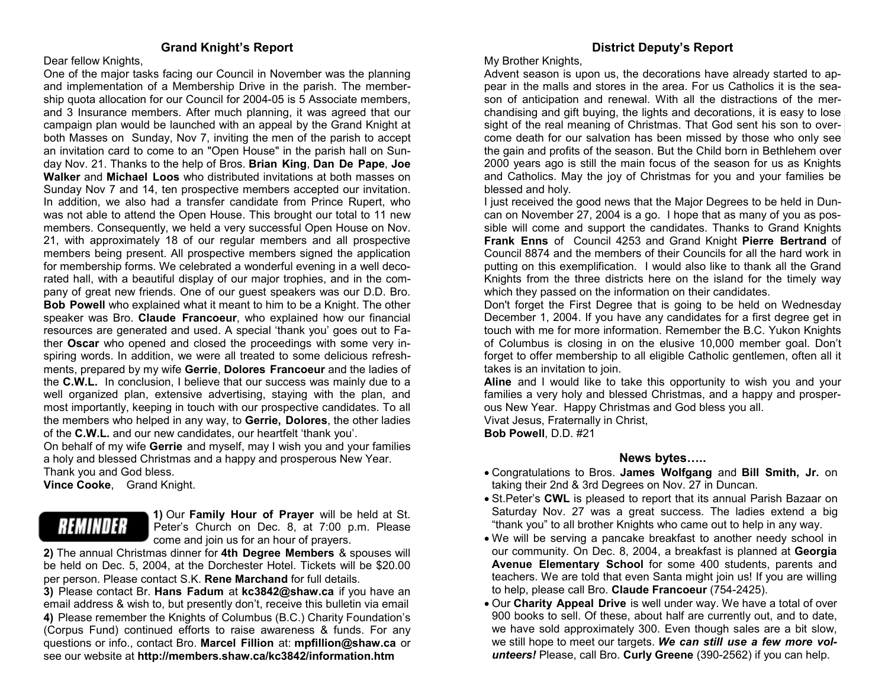## Grand Knight's Report

Dear fellow Knights,

One of the major tasks facing our Council in November was the planning and implementation of a Membership Drive in the parish. The membership quota allocation for our Council for 2004-05 is 5 Associate members, and 3 Insurance members. After much planning, it was agreed that our campaign plan would be launched with an appeal by the Grand Knight at both Masses on Sunday, Nov 7, inviting the men of the parish to accept an invitation card to come to an "Open House" in the parish hall on Sunday Nov. 21. Thanks to the help of Bros. **Brian King**, **Dan De Pape**, **Joe Walker** and **Michael Loos** who distributed invitations at both masses on Sunday Nov 7 and 14, ten prospective members accepted our invitation. In addition, we also had a transfer candidate from Prince Rupert, who was not able to attend the Open House. This brought our total to 11 new members. Consequently, we held a very successful Open House on Nov. 21, with approximately 18 of our regular members and all prospective members being present. All prospective members signed the application for membership forms. We celebrated a wonderful evening in a well decorated hall, with a beautiful display of our major trophies, and in the company of great new friends. One of our guest speakers was our D.D. Bro. **Bob Powell** who explained what it meant to him to be a Knight. The other speaker was Bro. **Claude Francoeur**, who explained how our financial resources are generated and used. A special 'thank you' goes out to Father **Oscar** who opened and closed the proceedings with some very inspiring words. In addition, we were all treated to some delicious refreshments, prepared by my wife **Gerrie**, **Dolores Francoeur** and the ladies of the **C.W.L.** In conclusion, I believe that our success was mainly due to a well organized plan, extensive advertising, staying with the plan, and most importantly, keeping in touch with our prospective candidates. To all the members who helped in any way, to **Gerrie, Dolores**, the other ladies of the **C.W.L.** and our new candidates, our heartfelt 'thank you'.

On behalf of my wife **Gerrie** and myself, may I wish you and your families a holy and blessed Christmas and a happy and prosperous New Year.

Thank you and God bless.

**Vince Cooke**, Grand Knight.

**REMINDER**

**1)** Our **Family Hour of Prayer** will be held at St. Peter's Church on Dec. 8, at 7:00 p.m. Please come and join us for an hour of prayers.

**2)** The annual Christmas dinner for **4th Degree Members** & spouses will be held on Dec. 5, 2004, at the Dorchester Hotel. Tickets will be $20.00 per person. Please contact S.K. **Rene Marchand** for full details.

**3)** Please contact Br. **Hans Fadum** at **kc3842@shaw.ca** if you have an email address & wish to, but presently don't, receive this bulletin via email

**4)** Please remember the Knights of Columbus (B.C.) Charity Foundation's (Corpus Fund) continued efforts to raise awareness & funds. For any questions or info., contact Bro. **Marcel Fillion** at: **mpfillion@shaw.ca** or see our website at **http://members.shaw.ca/kc3842/information.htm**

## District Deputy's Report

My Brother Knights,

Advent season is upon us, the decorations have already started to appear in the malls and stores in the area. For us Catholics it is the season of anticipation and renewal. With all the distractions of the merchandising and gift buying, the lights and decorations, it is easy to lose sight of the real meaning of Christmas. That God sent his son to overcome death for our salvation has been missed by those who only see the gain and profits of the season. But the Child born in Bethlehem over 2000 years ago is still the main focus of the season for us as Knights and Catholics. May the joy of Christmas for you and your families be blessed and holy.

I just received the good news that the Major Degrees to be held in Duncan on November 27, 2004 is a go. I hope that as many of you as possible will come and support the candidates. Thanks to Grand Knights **Frank Enns** of Council 4253 and Grand Knight **Pierre Bertrand** of Council 8874 and the members of their Councils for all the hard work in putting on this exemplification. I would also like to thank all the Grand Knights from the three districts here on the island for the timely way which they passed on the information on their candidates.

Don't forget the First Degree that is going to be held on Wednesday December 1, 2004. If you have any candidates for a first degree get in touch with me for more information. Remember the B.C. Yukon Knights of Columbus is closing in on the elusive 10,000 member goal. Don't forget to offer membership to all eligible Catholic gentlemen, often all it takes is an invitation to join.

**Aline** and I would like to take this opportunity to wish you and your families a very holy and blessed Christmas, and a happy and prosperous New Year. Happy Christmas and God bless you all.

Vivat Jesus, Fraternally in Christ,

**Bob Powell**, D.D. #21

## News bytes…..

- Congratulations to Bros. **James Wolfgang** and **Bill Smith, Jr.** on taking their 2nd & 3rd Degrees on Nov. 27 in Duncan.
- St.Peter's **CWL** is pleased to report that its annual Parish Bazaar on Saturday Nov. 27 was a great success. The ladies extend a big "thank you" to all brother Knights who came out to help in any way.
- We will be serving a pancake breakfast to another needy school in our community. On Dec. 8, 2004, a breakfast is planned at **Georgia Avenue Elementary School** for some 400 students, parents and teachers. We are told that even Santa might join us! If you are willing to help, please call Bro. **Claude Francoeur** (754-2425).
- Our **Charity Appeal Drive** is well under way. We have a total of over 900 books to sell. Of these, about half are currently out, and to date, we have sold approximately 300. Even though sales are a bit slow, we still hope to meet our targets. ***We can still use a few more volunteers!*** Please, call Bro. **Curly Greene** (390-2562) if you can help.